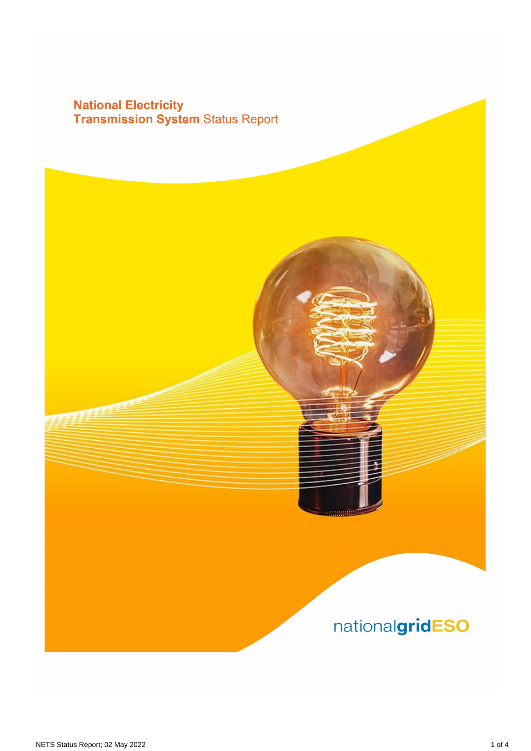# National Electricity Transmission System Status Report

nationalgridESO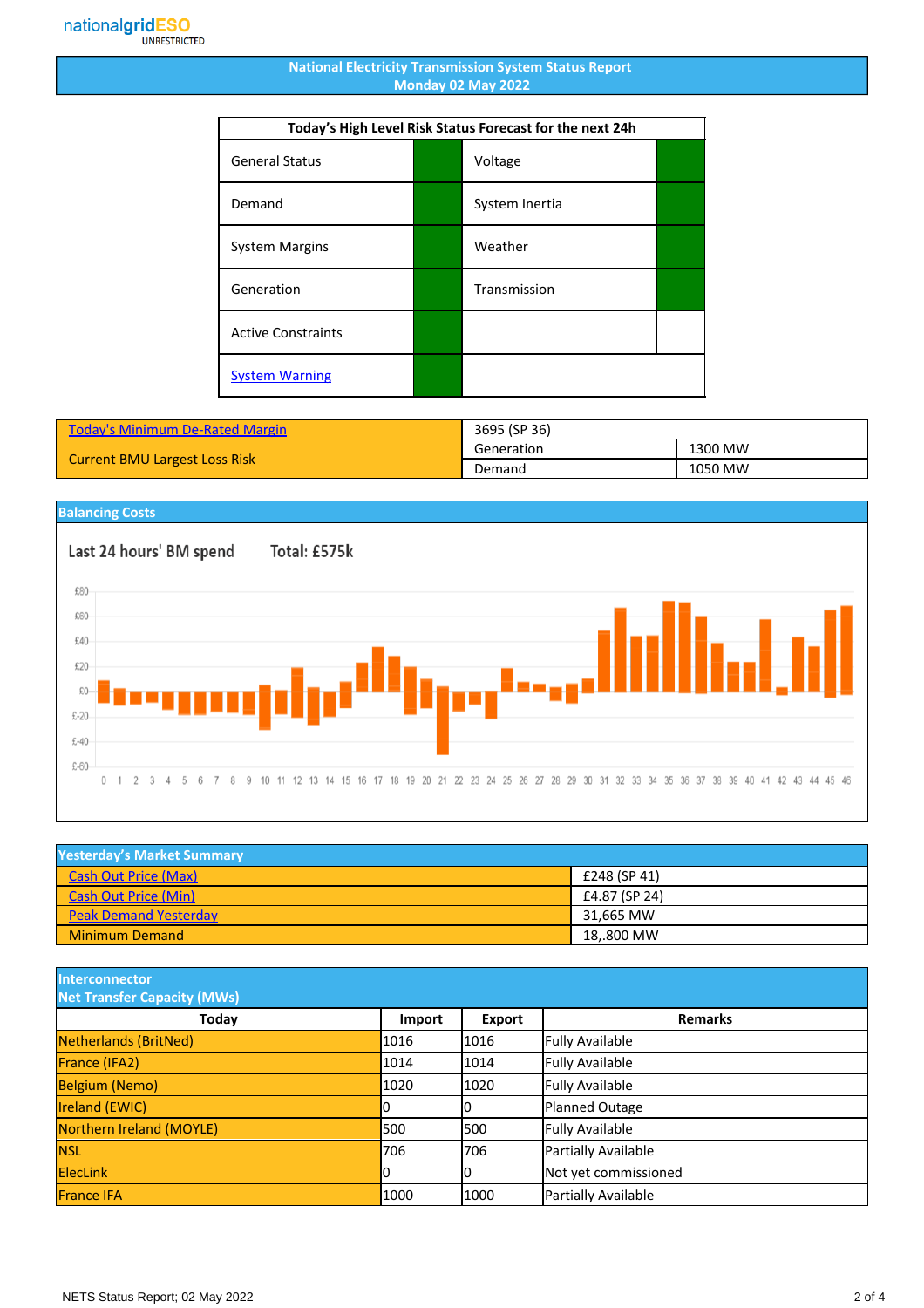nationalgridESO
UNRESTRICTED

# National Electricity Transmission System Status Report
## Monday 02 May 2022

| Today's High Level Risk Status Forecast for the next 24h | | | |
|---|---|---|---|
| General Status | | Voltage | |
| Demand | | System Inertia | |
| System Margins | | Weather | |
| Generation | | Transmission | |
| Active Constraints | | | |
| System Warning | | | |

| Today's Minimum De-Rated Margin | 3695 (SP 36) | |
|---|---|---|
| Current BMU Largest Loss Risk | Generation | 1300 MW |
| | Demand | 1050 MW |

## Balancing Costs

Last 24 hours' BM spend    Total: £575k

## Yesterday's Market Summary

| | |
|---|---|
| Cash Out Price (Max) | £248 (SP 41) |
| Cash Out Price (Min) | £4.87 (SP 24) |
| Peak Demand Yesterday | 31,665 MW |
| Minimum Demand | 18,.800 MW |

## Interconnector Net Transfer Capacity (MWs)

| Today | Import | Export | Remarks |
|---|---|---|---|
| Netherlands (BritNed) | 1016 | 1016 | Fully Available |
| France (IFA2) | 1014 | 1014 | Fully Available |
| Belgium (Nemo) | 1020 | 1020 | Fully Available |
| Ireland (EWIC) | 0 | 0 | Planned Outage |
| Northern Ireland (MOYLE) | 500 | 500 | Fully Available |
| NSL | 706 | 706 | Partially Available |
| ElecLink | 0 | 0 | Not yet commissioned |
| France IFA | 1000 | 1000 | Partially Available |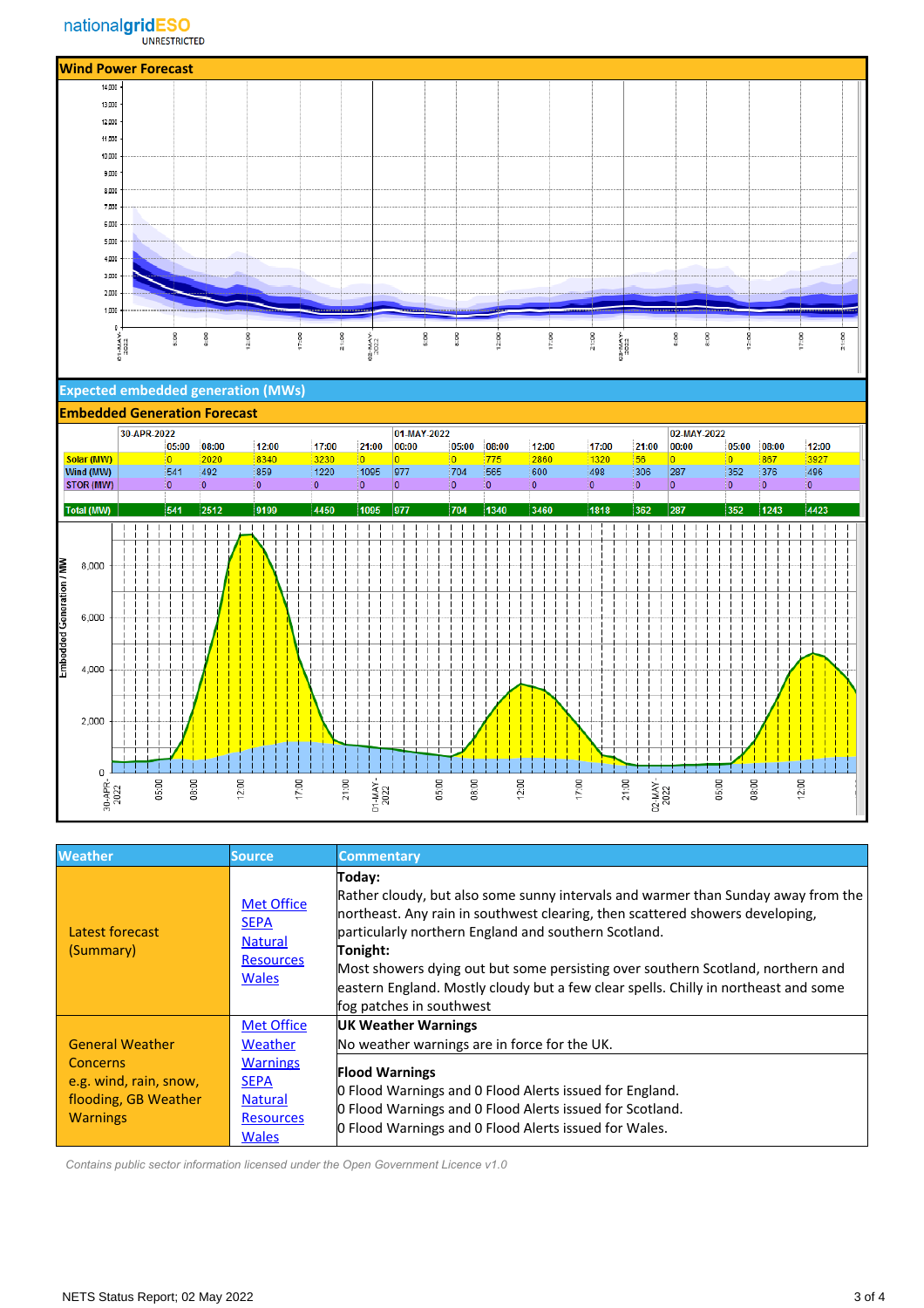## Wind Power Forecast

## Expected embedded generation (MWs)

## Embedded Generation Forecast

| | 30-APR-2022 | | | | | 01-MAY-2022 | | | | | | 02-MAY-2022 | | | |
|---|---|---|---|---|---|---|---|---|---|---|---|---|---|---|---|
| | 05:00 | 08:00 | 12:00 | 17:00 | 21:00 | 00:00 | 05:00 | 08:00 | 12:00 | 17:00 | 21:00 | 00:00 | 05:00 | 08:00 | 12:00 |
| Solar (MW) | 0 | 2020 | 8340 | 3230 | 0 | 0 | 0 | 775 | 2860 | 1320 | 56 | 0 | 0 | 867 | 3927 |
| Wind (MW) | 541 | 492 | 859 | 1220 | 1095 | 977 | 704 | 565 | 600 | 498 | 306 | 287 | 352 | 376 | 496 |
| STOR (MW) | 0 | 0 | 0 | 0 | 0 | 0 | 0 | 0 | 0 | 0 | 0 | 0 | 0 | 0 | 0 |
| Total (MW) | 541 | 2512 | 9199 | 4450 | 1095 | 977 | 704 | 1340 | 3460 | 1818 | 362 | 287 | 352 | 1243 | 4423 |

| Weather | Source | Commentary |
|---|---|---|
| Latest forecast (Summary) | Met Office SEPA Natural Resources Wales | **Today:** Rather cloudy, but also some sunny intervals and warmer than Sunday away from the northeast. Any rain in southwest clearing, then scattered showers developing, particularly northern England and southern Scotland. **Tonight:** Most showers dying out but some persisting over southern Scotland, northern and eastern England. Mostly cloudy but a few clear spells. Chilly in northeast and some fog patches in southwest |
| General Weather Concerns e.g. wind, rain, snow, flooding, GB Weather Warnings | Met Office Weather Warnings SEPA Natural Resources Wales | **UK Weather Warnings** No weather warnings are in force for the UK. **Flood Warnings** 0 Flood Warnings and 0 Flood Alerts issued for England. 0 Flood Warnings and 0 Flood Alerts issued for Scotland. 0 Flood Warnings and 0 Flood Alerts issued for Wales. |

*Contains public sector information licensed under the Open Government Licence v1.0*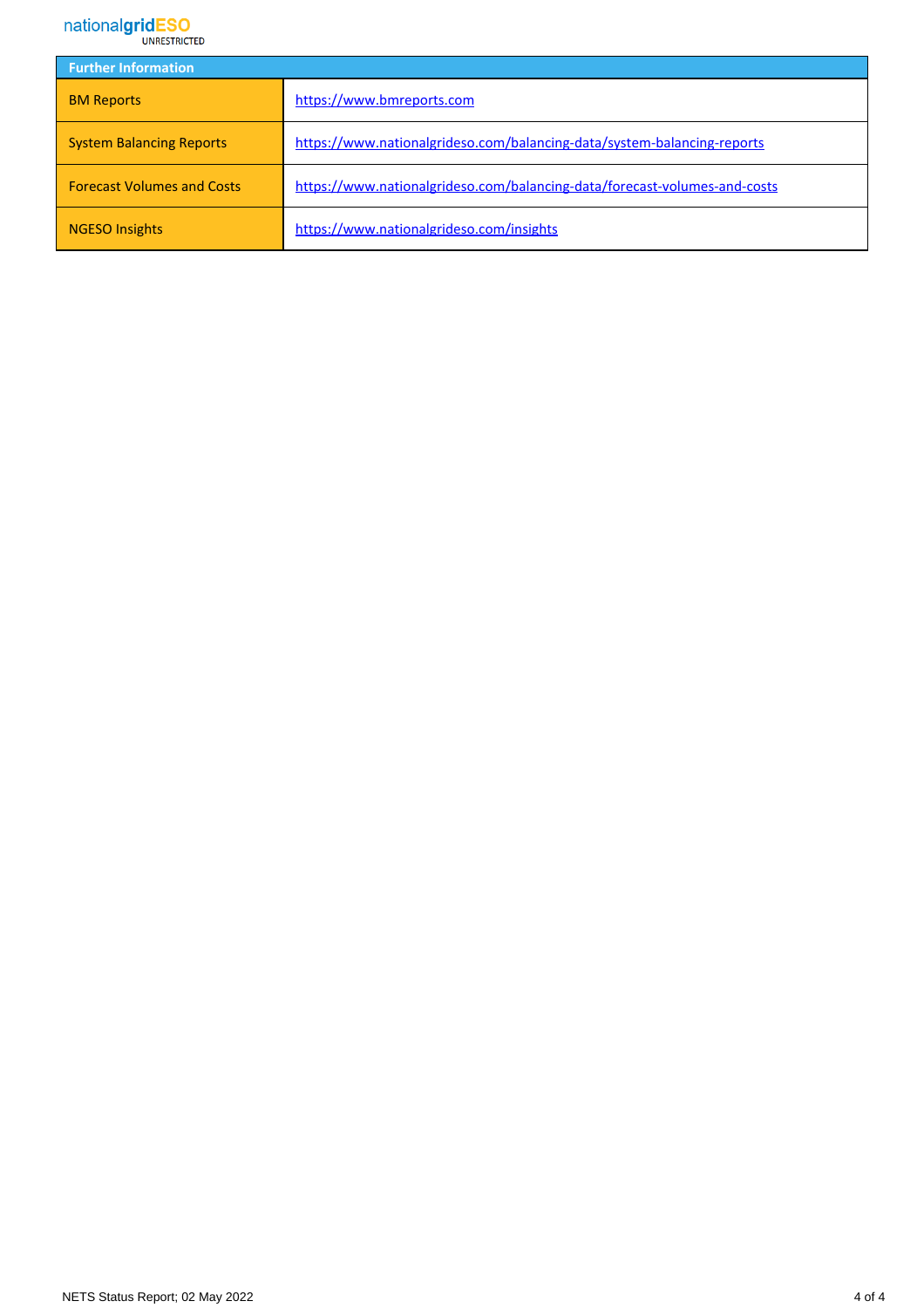| Further Information | |
|---|---|
| BM Reports | https://www.bmreports.com |
| System Balancing Reports | https://www.nationalgrideso.com/balancing-data/system-balancing-reports |
| Forecast Volumes and Costs | https://www.nationalgrideso.com/balancing-data/forecast-volumes-and-costs |
| NGESO Insights | https://www.nationalgrideso.com/insights |